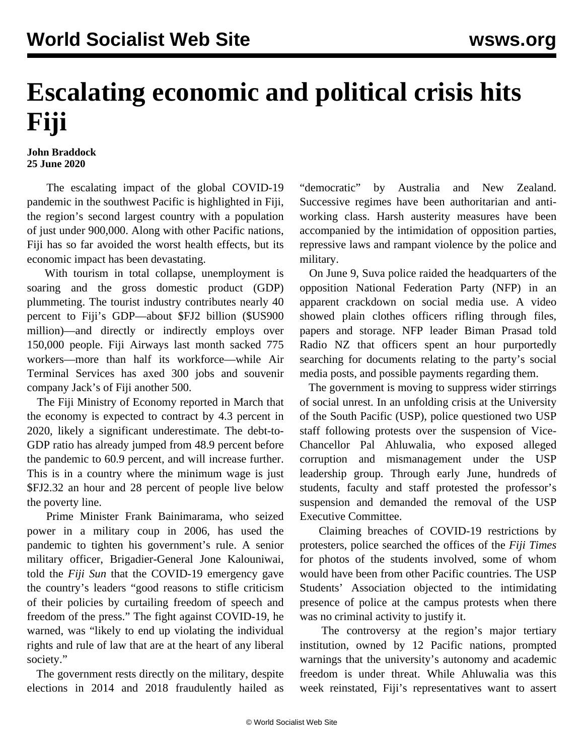# Escalating economic and political crisis hits Fiji

**John Braddock**
**25 June 2020**

The escalating impact of the global COVID-19 pandemic in the southwest Pacific is highlighted in Fiji, the region's second largest country with a population of just under 900,000. Along with other Pacific nations, Fiji has so far avoided the worst health effects, but its economic impact has been devastating.

With tourism in total collapse, unemployment is soaring and the gross domestic product (GDP) plummeting. The tourist industry contributes nearly 40 percent to Fiji's GDP—about $FJ2 billion ($US900 million)—and directly or indirectly employs over 150,000 people. Fiji Airways last month sacked 775 workers—more than half its workforce—while Air Terminal Services has axed 300 jobs and souvenir company Jack's of Fiji another 500.

The Fiji Ministry of Economy reported in March that the economy is expected to contract by 4.3 percent in 2020, likely a significant underestimate. The debt-to-GDP ratio has already jumped from 48.9 percent before the pandemic to 60.9 percent, and will increase further. This is in a country where the minimum wage is just $FJ2.32 an hour and 28 percent of people live below the poverty line.

Prime Minister Frank Bainimarama, who seized power in a military coup in 2006, has used the pandemic to tighten his government's rule. A senior military officer, Brigadier-General Jone Kalouniwai, told the *Fiji Sun* that the COVID-19 emergency gave the country's leaders "good reasons to stifle criticism of their policies by curtailing freedom of speech and freedom of the press." The fight against COVID-19, he warned, was "likely to end up violating the individual rights and rule of law that are at the heart of any liberal society."

The government rests directly on the military, despite elections in 2014 and 2018 fraudulently hailed as "democratic" by Australia and New Zealand. Successive regimes have been authoritarian and anti-working class. Harsh austerity measures have been accompanied by the intimidation of opposition parties, repressive laws and rampant violence by the police and military.

On June 9, Suva police raided the headquarters of the opposition National Federation Party (NFP) in an apparent crackdown on social media use. A video showed plain clothes officers rifling through files, papers and storage. NFP leader Biman Prasad told Radio NZ that officers spent an hour purportedly searching for documents relating to the party's social media posts, and possible payments regarding them.

The government is moving to suppress wider stirrings of social unrest. In an unfolding crisis at the University of the South Pacific (USP), police questioned two USP staff following protests over the suspension of Vice-Chancellor Pal Ahluwalia, who exposed alleged corruption and mismanagement under the USP leadership group. Through early June, hundreds of students, faculty and staff protested the professor's suspension and demanded the removal of the USP Executive Committee.

Claiming breaches of COVID-19 restrictions by protesters, police searched the offices of the *Fiji Times* for photos of the students involved, some of whom would have been from other Pacific countries. The USP Students' Association objected to the intimidating presence of police at the campus protests when there was no criminal activity to justify it.

The controversy at the region's major tertiary institution, owned by 12 Pacific nations, prompted warnings that the university's autonomy and academic freedom is under threat. While Ahluwalia was this week reinstated, Fiji's representatives want to assert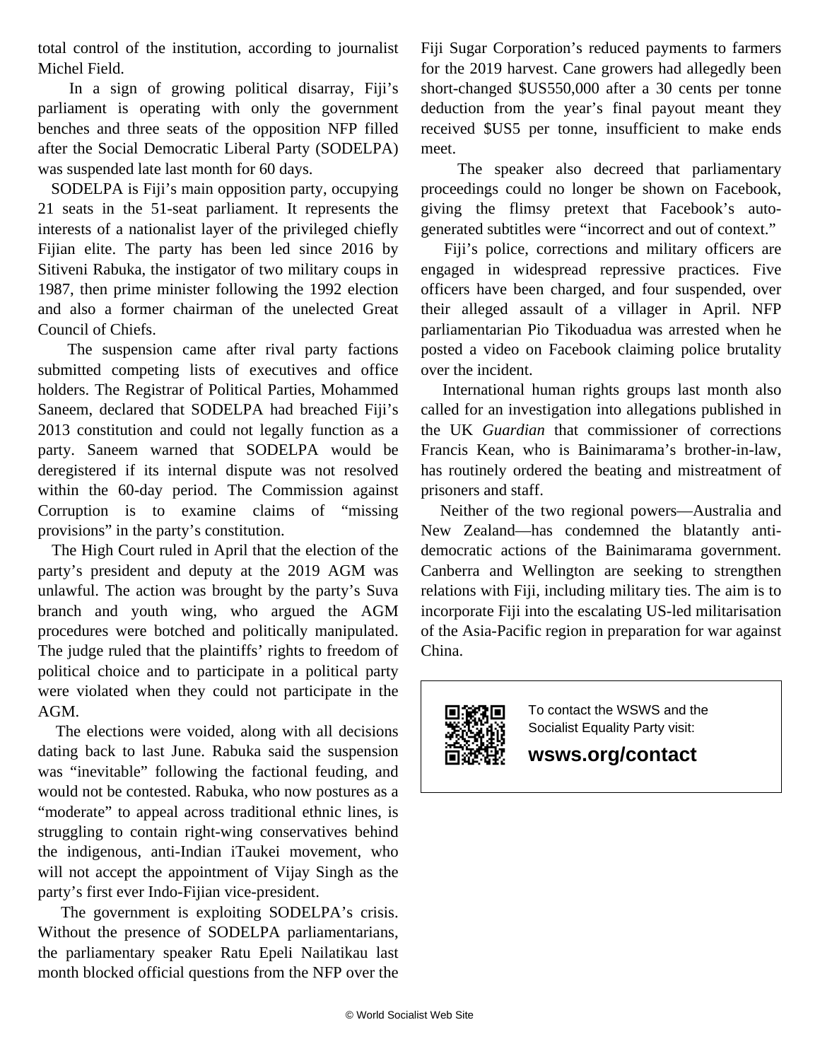total control of the institution, according to journalist Michel Field.

In a sign of growing political disarray, Fiji's parliament is operating with only the government benches and three seats of the opposition NFP filled after the Social Democratic Liberal Party (SODELPA) was suspended late last month for 60 days.

SODELPA is Fiji's main opposition party, occupying 21 seats in the 51-seat parliament. It represents the interests of a nationalist layer of the privileged chiefly Fijian elite. The party has been led since 2016 by Sitiveni Rabuka, the instigator of two military coups in 1987, then prime minister following the 1992 election and also a former chairman of the unelected Great Council of Chiefs.

The suspension came after rival party factions submitted competing lists of executives and office holders. The Registrar of Political Parties, Mohammed Saneem, declared that SODELPA had breached Fiji's 2013 constitution and could not legally function as a party. Saneem warned that SODELPA would be deregistered if its internal dispute was not resolved within the 60-day period. The Commission against Corruption is to examine claims of "missing provisions" in the party's constitution.

The High Court ruled in April that the election of the party's president and deputy at the 2019 AGM was unlawful. The action was brought by the party's Suva branch and youth wing, who argued the AGM procedures were botched and politically manipulated. The judge ruled that the plaintiffs' rights to freedom of political choice and to participate in a political party were violated when they could not participate in the AGM.

The elections were voided, along with all decisions dating back to last June. Rabuka said the suspension was "inevitable" following the factional feuding, and would not be contested. Rabuka, who now postures as a "moderate" to appeal across traditional ethnic lines, is struggling to contain right-wing conservatives behind the indigenous, anti-Indian iTaukei movement, who will not accept the appointment of Vijay Singh as the party's first ever Indo-Fijian vice-president.

The government is exploiting SODELPA's crisis. Without the presence of SODELPA parliamentarians, the parliamentary speaker Ratu Epeli Nailatikau last month blocked official questions from the NFP over the Fiji Sugar Corporation's reduced payments to farmers for the 2019 harvest. Cane growers had allegedly been short-changed $US550,000 after a 30 cents per tonne deduction from the year's final payout meant they received $US5 per tonne, insufficient to make ends meet.

The speaker also decreed that parliamentary proceedings could no longer be shown on Facebook, giving the flimsy pretext that Facebook's auto-generated subtitles were "incorrect and out of context."

Fiji's police, corrections and military officers are engaged in widespread repressive practices. Five officers have been charged, and four suspended, over their alleged assault of a villager in April. NFP parliamentarian Pio Tikoduadua was arrested when he posted a video on Facebook claiming police brutality over the incident.

International human rights groups last month also called for an investigation into allegations published in the UK *Guardian* that commissioner of corrections Francis Kean, who is Bainimarama's brother-in-law, has routinely ordered the beating and mistreatment of prisoners and staff.

Neither of the two regional powers—Australia and New Zealand—has condemned the blatantly anti-democratic actions of the Bainimarama government. Canberra and Wellington are seeking to strengthen relations with Fiji, including military ties. The aim is to incorporate Fiji into the escalating US-led militarisation of the Asia-Pacific region in preparation for war against China.

To contact the WSWS and the Socialist Equality Party visit:

**wsws.org/contact**